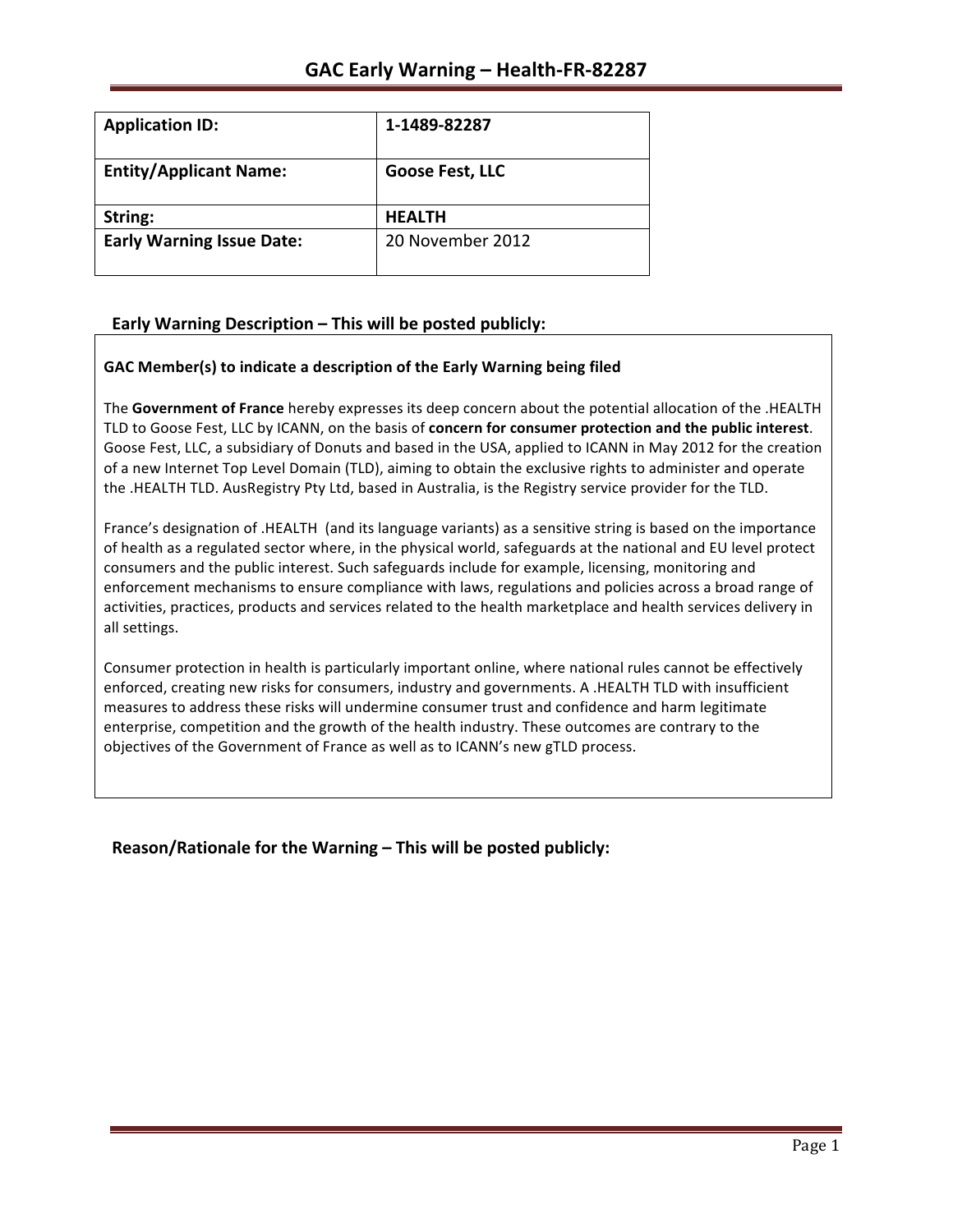# GAC Early Warning – Health-FR-82287

| **Application ID:** | **1-1489-82287** |
|---|---|
| **Entity/Applicant Name:** | **Goose Fest, LLC** |
| **String:** | **HEALTH** |
| **Early Warning Issue Date:** | 20 November 2012 |

## Early Warning Description – This will be posted publicly:

**GAC Member(s) to indicate a description of the Early Warning being filed**

The **Government of France** hereby expresses its deep concern about the potential allocation of the .HEALTH TLD to Goose Fest, LLC by ICANN, on the basis of **concern for consumer protection and the public interest**. Goose Fest, LLC, a subsidiary of Donuts and based in the USA, applied to ICANN in May 2012 for the creation of a new Internet Top Level Domain (TLD), aiming to obtain the exclusive rights to administer and operate the .HEALTH TLD. AusRegistry Pty Ltd, based in Australia, is the Registry service provider for the TLD.

France's designation of .HEALTH (and its language variants) as a sensitive string is based on the importance of health as a regulated sector where, in the physical world, safeguards at the national and EU level protect consumers and the public interest. Such safeguards include for example, licensing, monitoring and enforcement mechanisms to ensure compliance with laws, regulations and policies across a broad range of activities, practices, products and services related to the health marketplace and health services delivery in all settings.

Consumer protection in health is particularly important online, where national rules cannot be effectively enforced, creating new risks for consumers, industry and governments. A .HEALTH TLD with insufficient measures to address these risks will undermine consumer trust and confidence and harm legitimate enterprise, competition and the growth of the health industry. These outcomes are contrary to the objectives of the Government of France as well as to ICANN's new gTLD process.

## Reason/Rationale for the Warning – This will be posted publicly: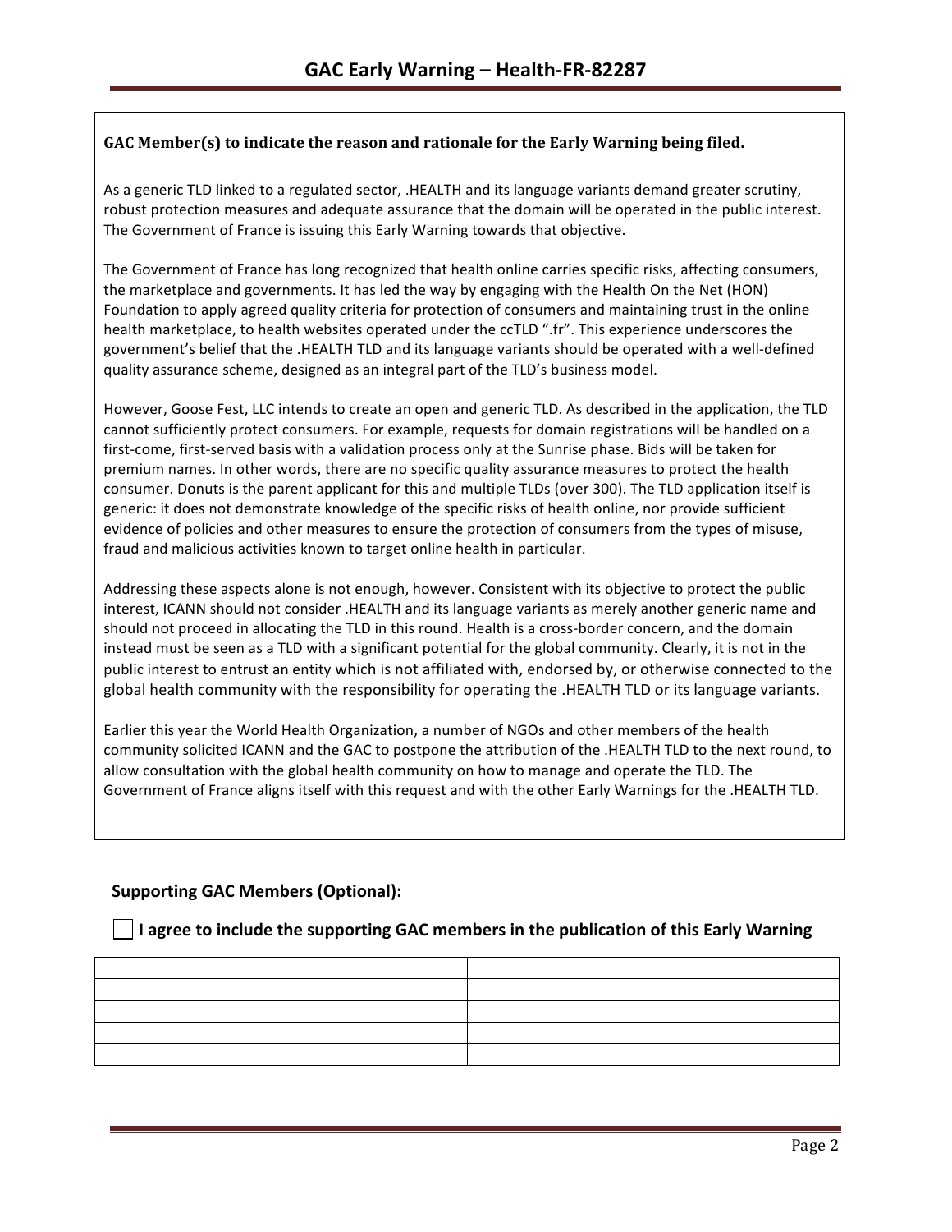# GAC Early Warning – Health-FR-82287

**GAC Member(s) to indicate the reason and rationale for the Early Warning being filed.**

As a generic TLD linked to a regulated sector, .HEALTH and its language variants demand greater scrutiny, robust protection measures and adequate assurance that the domain will be operated in the public interest. The Government of France is issuing this Early Warning towards that objective.

The Government of France has long recognized that health online carries specific risks, affecting consumers, the marketplace and governments. It has led the way by engaging with the Health On the Net (HON) Foundation to apply agreed quality criteria for protection of consumers and maintaining trust in the online health marketplace, to health websites operated under the ccTLD ".fr". This experience underscores the government's belief that the .HEALTH TLD and its language variants should be operated with a well-defined quality assurance scheme, designed as an integral part of the TLD's business model.

However, Goose Fest, LLC intends to create an open and generic TLD. As described in the application, the TLD cannot sufficiently protect consumers. For example, requests for domain registrations will be handled on a first-come, first-served basis with a validation process only at the Sunrise phase. Bids will be taken for premium names. In other words, there are no specific quality assurance measures to protect the health consumer. Donuts is the parent applicant for this and multiple TLDs (over 300). The TLD application itself is generic: it does not demonstrate knowledge of the specific risks of health online, nor provide sufficient evidence of policies and other measures to ensure the protection of consumers from the types of misuse, fraud and malicious activities known to target online health in particular.

Addressing these aspects alone is not enough, however. Consistent with its objective to protect the public interest, ICANN should not consider .HEALTH and its language variants as merely another generic name and should not proceed in allocating the TLD in this round. Health is a cross-border concern, and the domain instead must be seen as a TLD with a significant potential for the global community. Clearly, it is not in the public interest to entrust an entity which is not affiliated with, endorsed by, or otherwise connected to the global health community with the responsibility for operating the .HEALTH TLD or its language variants.

Earlier this year the World Health Organization, a number of NGOs and other members of the health community solicited ICANN and the GAC to postpone the attribution of the .HEALTH TLD to the next round, to allow consultation with the global health community on how to manage and operate the TLD. The Government of France aligns itself with this request and with the other Early Warnings for the .HEALTH TLD.

**Supporting GAC Members (Optional):**

☐ **I agree to include the supporting GAC members in the publication of this Early Warning**

| | |
|---|---|
| | |
| | |
| | |
| | |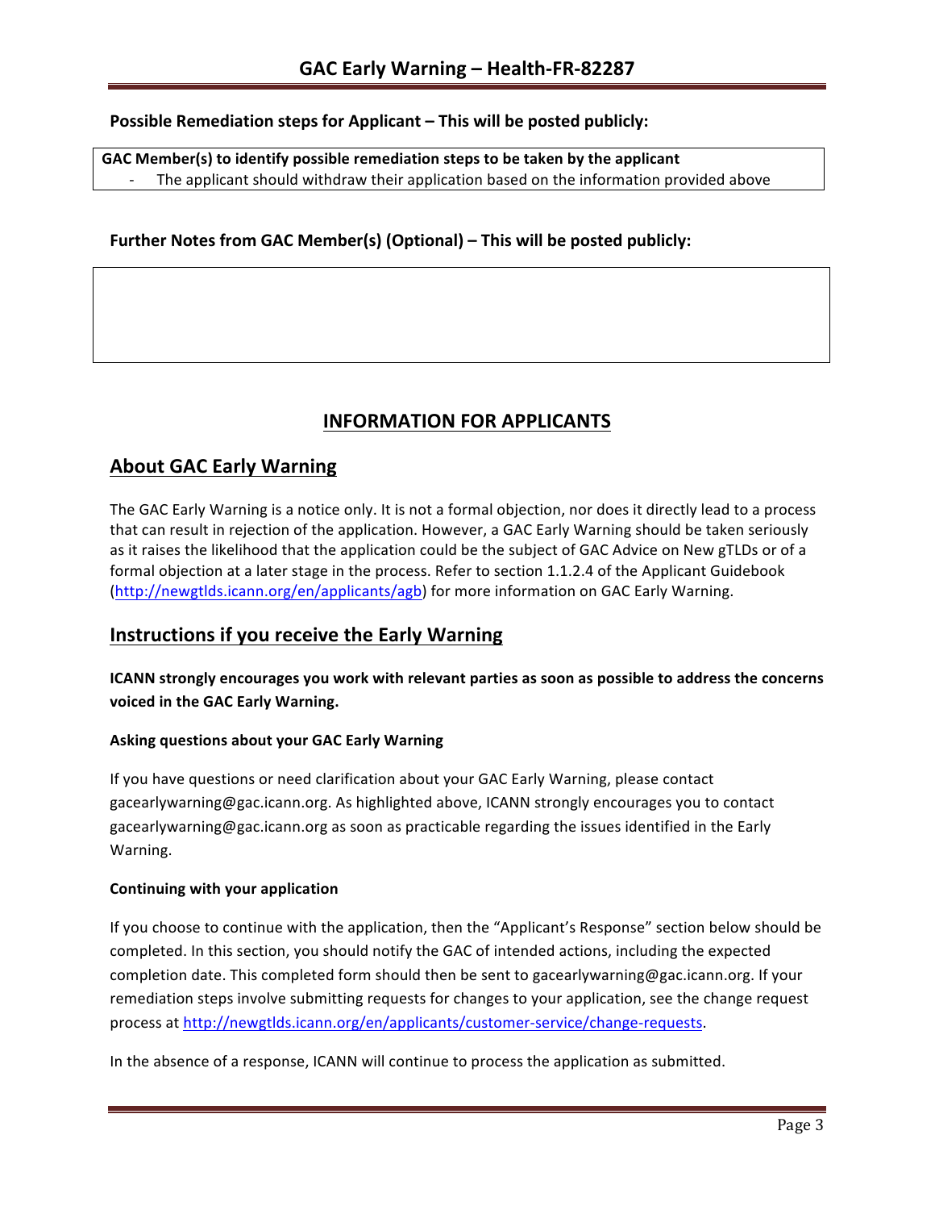**Possible Remediation steps for Applicant – This will be posted publicly:**

| **GAC Member(s) to identify possible remediation steps to be taken by the applicant** |
|---|
| - The applicant should withdraw their application based on the information provided above |

**Further Notes from GAC Member(s) (Optional) – This will be posted publicly:**

| |
|---|
| |

## INFORMATION FOR APPLICANTS

## About GAC Early Warning

The GAC Early Warning is a notice only. It is not a formal objection, nor does it directly lead to a process that can result in rejection of the application. However, a GAC Early Warning should be taken seriously as it raises the likelihood that the application could be the subject of GAC Advice on New gTLDs or of a formal objection at a later stage in the process. Refer to section 1.1.2.4 of the Applicant Guidebook (http://newgtlds.icann.org/en/applicants/agb) for more information on GAC Early Warning.

## Instructions if you receive the Early Warning

**ICANN strongly encourages you work with relevant parties as soon as possible to address the concerns voiced in the GAC Early Warning.**

### Asking questions about your GAC Early Warning

If you have questions or need clarification about your GAC Early Warning, please contact gacearlywarning@gac.icann.org. As highlighted above, ICANN strongly encourages you to contact gacearlywarning@gac.icann.org as soon as practicable regarding the issues identified in the Early Warning.

### Continuing with your application

If you choose to continue with the application, then the "Applicant's Response" section below should be completed. In this section, you should notify the GAC of intended actions, including the expected completion date. This completed form should then be sent to gacearlywarning@gac.icann.org. If your remediation steps involve submitting requests for changes to your application, see the change request process at http://newgtlds.icann.org/en/applicants/customer-service/change-requests.

In the absence of a response, ICANN will continue to process the application as submitted.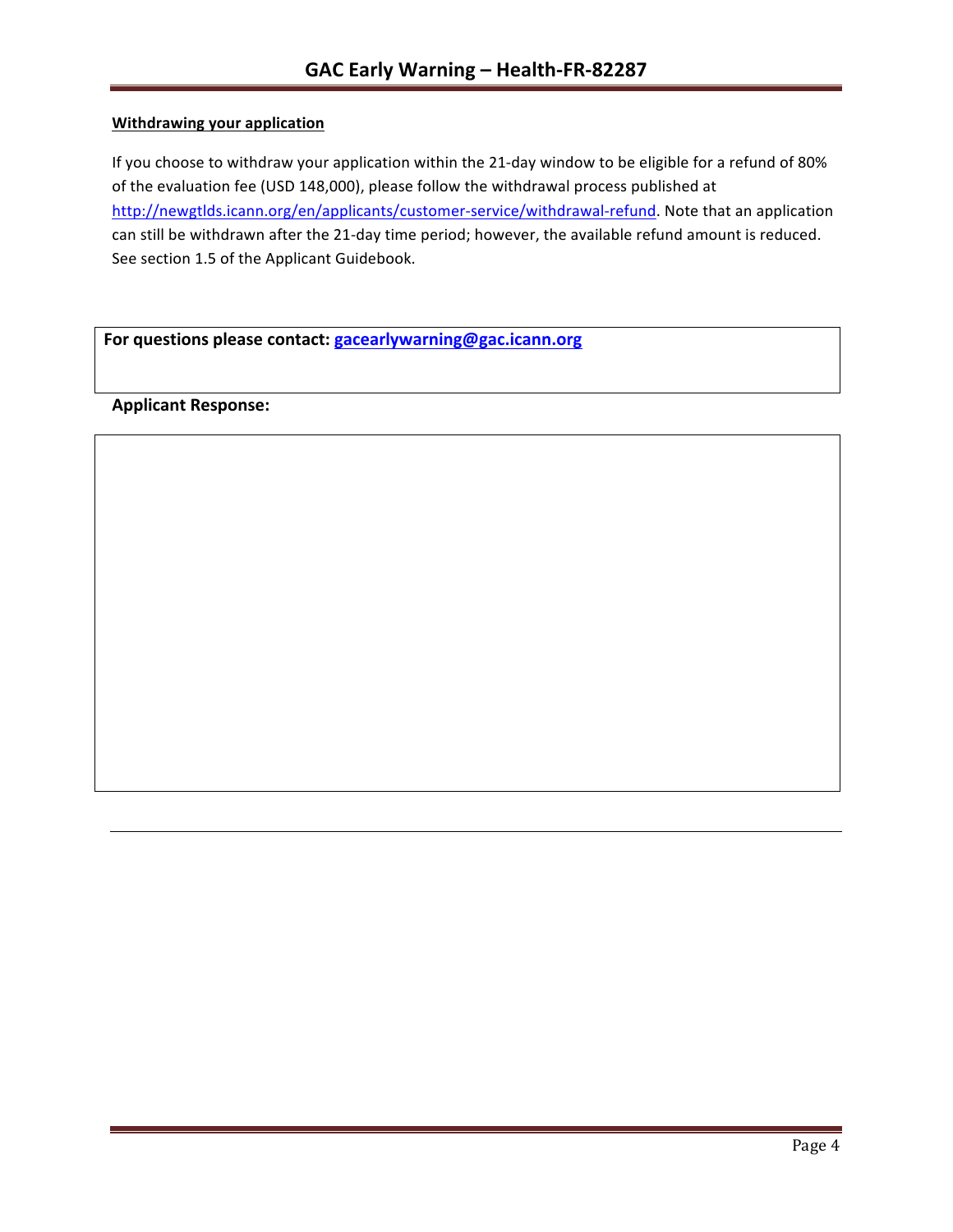**Withdrawing your application**

If you choose to withdraw your application within the 21-day window to be eligible for a refund of 80% of the evaluation fee (USD 148,000), please follow the withdrawal process published at http://newgtlds.icann.org/en/applicants/customer-service/withdrawal-refund. Note that an application can still be withdrawn after the 21-day time period; however, the available refund amount is reduced. See section 1.5 of the Applicant Guidebook.

**For questions please contact: gacearlywarning@gac.icann.org**

**Applicant Response:**